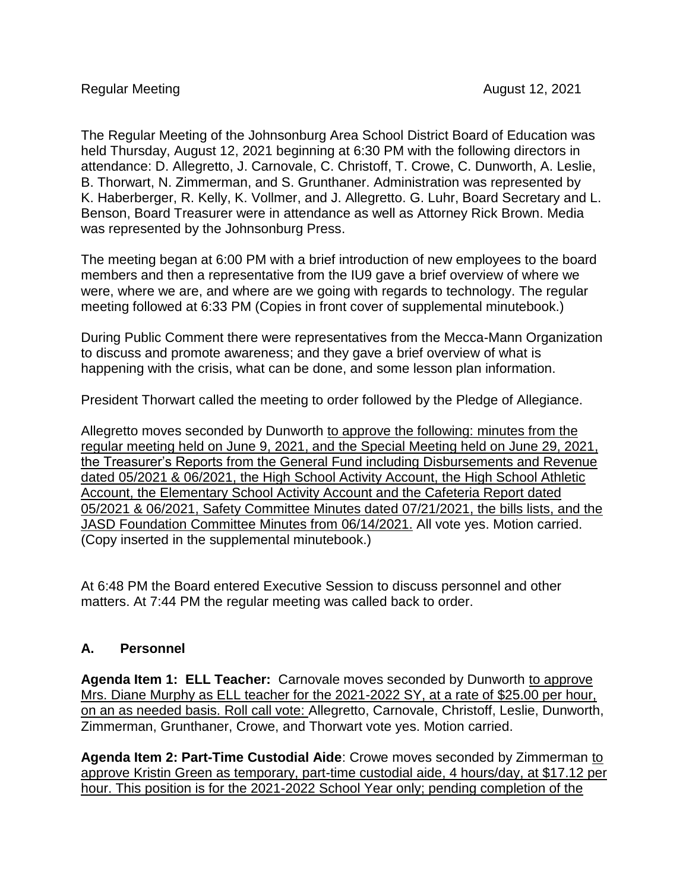Regular Meeting August 12, 2021

The Regular Meeting of the Johnsonburg Area School District Board of Education was held Thursday, August 12, 2021 beginning at 6:30 PM with the following directors in attendance: D. Allegretto, J. Carnovale, C. Christoff, T. Crowe, C. Dunworth, A. Leslie, B. Thorwart, N. Zimmerman, and S. Grunthaner. Administration was represented by K. Haberberger, R. Kelly, K. Vollmer, and J. Allegretto. G. Luhr, Board Secretary and L. Benson, Board Treasurer were in attendance as well as Attorney Rick Brown. Media was represented by the Johnsonburg Press.

The meeting began at 6:00 PM with a brief introduction of new employees to the board members and then a representative from the IU9 gave a brief overview of where we were, where we are, and where are we going with regards to technology. The regular meeting followed at 6:33 PM (Copies in front cover of supplemental minutebook.)

During Public Comment there were representatives from the Mecca-Mann Organization to discuss and promote awareness; and they gave a brief overview of what is happening with the crisis, what can be done, and some lesson plan information.

President Thorwart called the meeting to order followed by the Pledge of Allegiance.

Allegretto moves seconded by Dunworth <u>to approve the following: minutes from the regular meeting held on June 9, 2021, and the Special Meeting held on June 29, 2021, the Treasurer's Reports from the General Fund including Disbursements and Revenue dated 05/2021 & 06/2021, the High School Activity Account, the High School Athletic Account, the Elementary School Activity Account and the Cafeteria Report dated 05/2021 & 06/2021, Safety Committee Minutes dated 07/21/2021, the bills lists, and the JASD Foundation Committee Minutes from 06/14/2021.</u> All vote yes. Motion carried. (Copy inserted in the supplemental minutebook.)

At 6:48 PM the Board entered Executive Session to discuss personnel and other matters. At 7:44 PM the regular meeting was called back to order.

## A. Personnel

**Agenda Item 1: ELL Teacher:** Carnovale moves seconded by Dunworth <u>to approve Mrs. Diane Murphy as ELL teacher for the 2021-2022 SY, at a rate of $25.00 per hour, on an as needed basis. Roll call vote:</u> Allegretto, Carnovale, Christoff, Leslie, Dunworth, Zimmerman, Grunthaner, Crowe, and Thorwart vote yes. Motion carried.

**Agenda Item 2: Part-Time Custodial Aide**: Crowe moves seconded by Zimmerman <u>to approve Kristin Green as temporary, part-time custodial aide, 4 hours/day, at $17.12 per hour. This position is for the 2021-2022 School Year only; pending completion of the</u>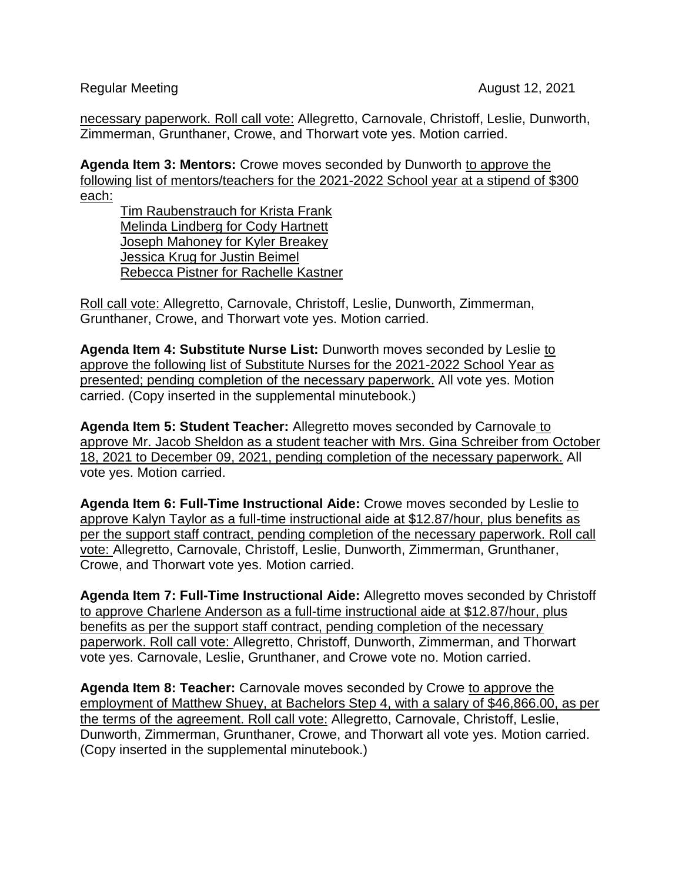necessary paperwork. Roll call vote: Allegretto, Carnovale, Christoff, Leslie, Dunworth, Zimmerman, Grunthaner, Crowe, and Thorwart vote yes. Motion carried.

**Agenda Item 3: Mentors:** Crowe moves seconded by Dunworth to approve the following list of mentors/teachers for the 2021-2022 School year at a stipend of $300 each:

Tim Raubenstrauch for Krista Frank
Melinda Lindberg for Cody Hartnett
Joseph Mahoney for Kyler Breakey
Jessica Krug for Justin Beimel
Rebecca Pistner for Rachelle Kastner

Roll call vote: Allegretto, Carnovale, Christoff, Leslie, Dunworth, Zimmerman, Grunthaner, Crowe, and Thorwart vote yes. Motion carried.

**Agenda Item 4: Substitute Nurse List:** Dunworth moves seconded by Leslie to approve the following list of Substitute Nurses for the 2021-2022 School Year as presented; pending completion of the necessary paperwork. All vote yes. Motion carried. (Copy inserted in the supplemental minutebook.)

**Agenda Item 5: Student Teacher:** Allegretto moves seconded by Carnovale to approve Mr. Jacob Sheldon as a student teacher with Mrs. Gina Schreiber from October 18, 2021 to December 09, 2021, pending completion of the necessary paperwork. All vote yes. Motion carried.

**Agenda Item 6: Full-Time Instructional Aide:** Crowe moves seconded by Leslie to approve Kalyn Taylor as a full-time instructional aide at $12.87/hour, plus benefits as per the support staff contract, pending completion of the necessary paperwork. Roll call vote: Allegretto, Carnovale, Christoff, Leslie, Dunworth, Zimmerman, Grunthaner, Crowe, and Thorwart vote yes. Motion carried.

**Agenda Item 7: Full-Time Instructional Aide:** Allegretto moves seconded by Christoff to approve Charlene Anderson as a full-time instructional aide at $12.87/hour, plus benefits as per the support staff contract, pending completion of the necessary paperwork. Roll call vote: Allegretto, Christoff, Dunworth, Zimmerman, and Thorwart vote yes. Carnovale, Leslie, Grunthaner, and Crowe vote no. Motion carried.

**Agenda Item 8: Teacher:** Carnovale moves seconded by Crowe to approve the employment of Matthew Shuey, at Bachelors Step 4, with a salary of $46,866.00, as per the terms of the agreement. Roll call vote: Allegretto, Carnovale, Christoff, Leslie, Dunworth, Zimmerman, Grunthaner, Crowe, and Thorwart all vote yes. Motion carried. (Copy inserted in the supplemental minutebook.)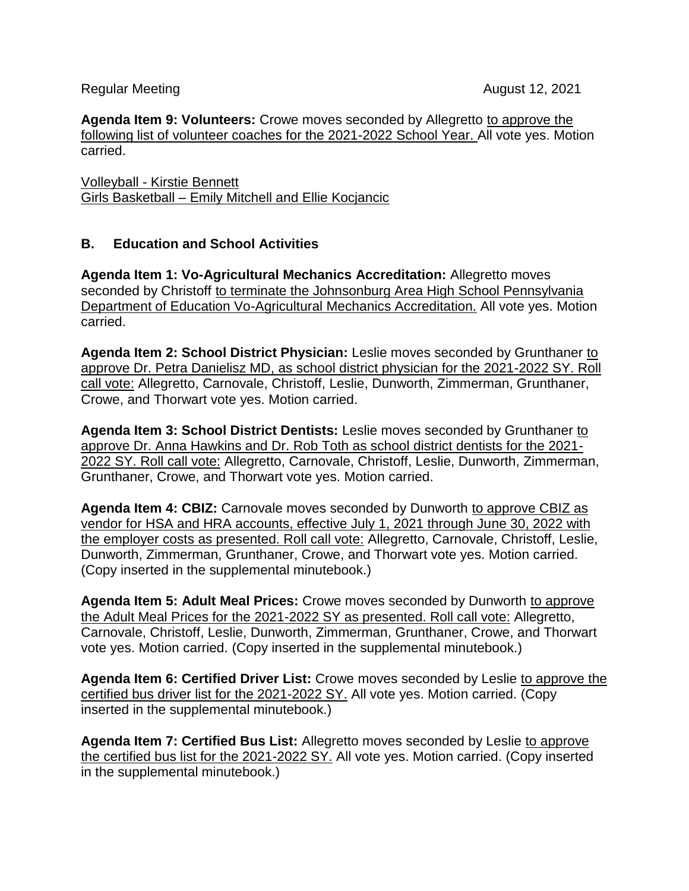Regular Meeting August 12, 2021

**Agenda Item 9: Volunteers:** Crowe moves seconded by Allegretto to approve the following list of volunteer coaches for the 2021-2022 School Year. All vote yes. Motion carried.

Volleyball - Kirstie Bennett
Girls Basketball – Emily Mitchell and Ellie Kocjancic

## B. Education and School Activities

**Agenda Item 1: Vo-Agricultural Mechanics Accreditation:** Allegretto moves seconded by Christoff to terminate the Johnsonburg Area High School Pennsylvania Department of Education Vo-Agricultural Mechanics Accreditation. All vote yes. Motion carried.

**Agenda Item 2: School District Physician:** Leslie moves seconded by Grunthaner to approve Dr. Petra Danielisz MD, as school district physician for the 2021-2022 SY. Roll call vote: Allegretto, Carnovale, Christoff, Leslie, Dunworth, Zimmerman, Grunthaner, Crowe, and Thorwart vote yes. Motion carried.

**Agenda Item 3: School District Dentists:** Leslie moves seconded by Grunthaner to approve Dr. Anna Hawkins and Dr. Rob Toth as school district dentists for the 2021-2022 SY. Roll call vote: Allegretto, Carnovale, Christoff, Leslie, Dunworth, Zimmerman, Grunthaner, Crowe, and Thorwart vote yes. Motion carried.

**Agenda Item 4: CBIZ:** Carnovale moves seconded by Dunworth to approve CBIZ as vendor for HSA and HRA accounts, effective July 1, 2021 through June 30, 2022 with the employer costs as presented. Roll call vote: Allegretto, Carnovale, Christoff, Leslie, Dunworth, Zimmerman, Grunthaner, Crowe, and Thorwart vote yes. Motion carried. (Copy inserted in the supplemental minutebook.)

**Agenda Item 5: Adult Meal Prices:** Crowe moves seconded by Dunworth to approve the Adult Meal Prices for the 2021-2022 SY as presented. Roll call vote: Allegretto, Carnovale, Christoff, Leslie, Dunworth, Zimmerman, Grunthaner, Crowe, and Thorwart vote yes. Motion carried. (Copy inserted in the supplemental minutebook.)

**Agenda Item 6: Certified Driver List:** Crowe moves seconded by Leslie to approve the certified bus driver list for the 2021-2022 SY. All vote yes. Motion carried. (Copy inserted in the supplemental minutebook.)

**Agenda Item 7: Certified Bus List:** Allegretto moves seconded by Leslie to approve the certified bus list for the 2021-2022 SY. All vote yes. Motion carried. (Copy inserted in the supplemental minutebook.)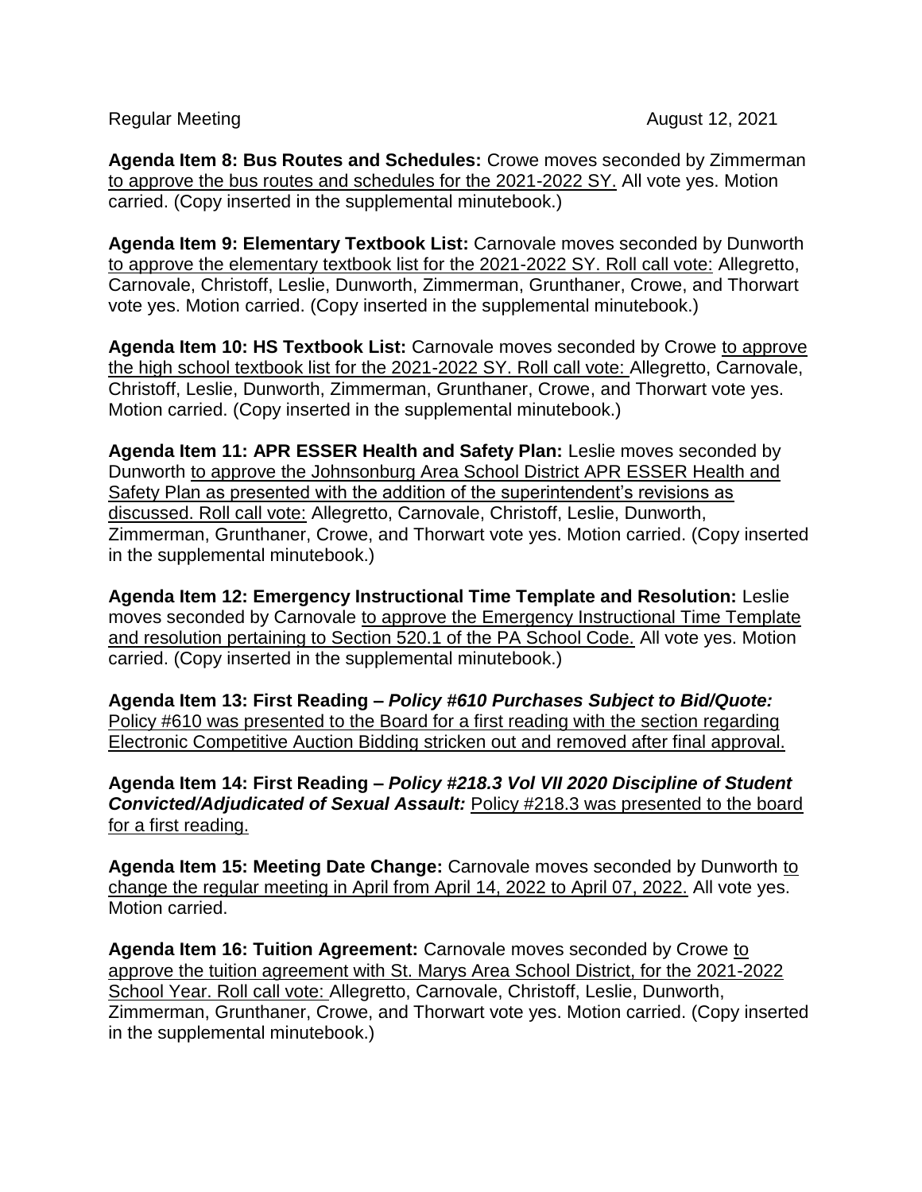Regular Meeting August 12, 2021

**Agenda Item 8: Bus Routes and Schedules:** Crowe moves seconded by Zimmerman to approve the bus routes and schedules for the 2021-2022 SY. All vote yes. Motion carried. (Copy inserted in the supplemental minutebook.)

**Agenda Item 9: Elementary Textbook List:** Carnovale moves seconded by Dunworth to approve the elementary textbook list for the 2021-2022 SY. Roll call vote: Allegretto, Carnovale, Christoff, Leslie, Dunworth, Zimmerman, Grunthaner, Crowe, and Thorwart vote yes. Motion carried. (Copy inserted in the supplemental minutebook.)

**Agenda Item 10: HS Textbook List:** Carnovale moves seconded by Crowe to approve the high school textbook list for the 2021-2022 SY. Roll call vote: Allegretto, Carnovale, Christoff, Leslie, Dunworth, Zimmerman, Grunthaner, Crowe, and Thorwart vote yes. Motion carried. (Copy inserted in the supplemental minutebook.)

**Agenda Item 11: APR ESSER Health and Safety Plan:** Leslie moves seconded by Dunworth to approve the Johnsonburg Area School District APR ESSER Health and Safety Plan as presented with the addition of the superintendent's revisions as discussed. Roll call vote: Allegretto, Carnovale, Christoff, Leslie, Dunworth, Zimmerman, Grunthaner, Crowe, and Thorwart vote yes. Motion carried. (Copy inserted in the supplemental minutebook.)

**Agenda Item 12: Emergency Instructional Time Template and Resolution:** Leslie moves seconded by Carnovale to approve the Emergency Instructional Time Template and resolution pertaining to Section 520.1 of the PA School Code. All vote yes. Motion carried. (Copy inserted in the supplemental minutebook.)

**Agenda Item 13: First Reading – *Policy #610 Purchases Subject to Bid/Quote:*** Policy #610 was presented to the Board for a first reading with the section regarding Electronic Competitive Auction Bidding stricken out and removed after final approval.

**Agenda Item 14: First Reading – *Policy #218.3 Vol VII 2020 Discipline of Student Convicted/Adjudicated of Sexual Assault:*** Policy #218.3 was presented to the board for a first reading.

**Agenda Item 15: Meeting Date Change:** Carnovale moves seconded by Dunworth to change the regular meeting in April from April 14, 2022 to April 07, 2022. All vote yes. Motion carried.

**Agenda Item 16: Tuition Agreement:** Carnovale moves seconded by Crowe to approve the tuition agreement with St. Marys Area School District, for the 2021-2022 School Year. Roll call vote: Allegretto, Carnovale, Christoff, Leslie, Dunworth, Zimmerman, Grunthaner, Crowe, and Thorwart vote yes. Motion carried. (Copy inserted in the supplemental minutebook.)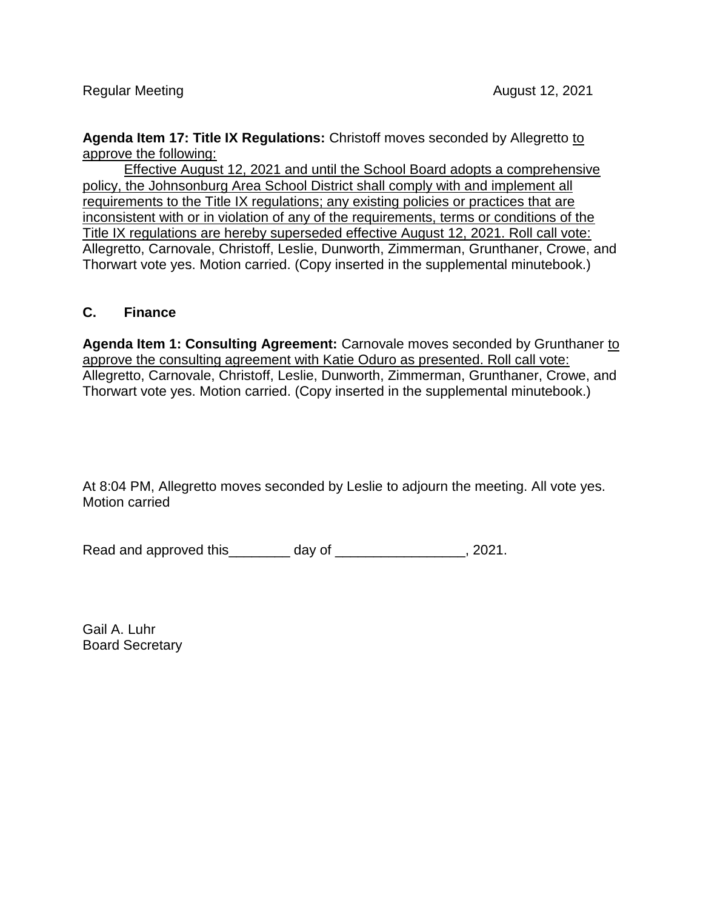**Agenda Item 17: Title IX Regulations:** Christoff moves seconded by Allegretto to approve the following:

Effective August 12, 2021 and until the School Board adopts a comprehensive policy, the Johnsonburg Area School District shall comply with and implement all requirements to the Title IX regulations; any existing policies or practices that are inconsistent with or in violation of any of the requirements, terms or conditions of the Title IX regulations are hereby superseded effective August 12, 2021. Roll call vote: Allegretto, Carnovale, Christoff, Leslie, Dunworth, Zimmerman, Grunthaner, Crowe, and Thorwart vote yes. Motion carried. (Copy inserted in the supplemental minutebook.)

## C. Finance

**Agenda Item 1: Consulting Agreement:** Carnovale moves seconded by Grunthaner to approve the consulting agreement with Katie Oduro as presented. Roll call vote: Allegretto, Carnovale, Christoff, Leslie, Dunworth, Zimmerman, Grunthaner, Crowe, and Thorwart vote yes. Motion carried. (Copy inserted in the supplemental minutebook.)

At 8:04 PM, Allegretto moves seconded by Leslie to adjourn the meeting. All vote yes. Motion carried

Read and approved this________ day of _________________, 2021.

Gail A. Luhr
Board Secretary